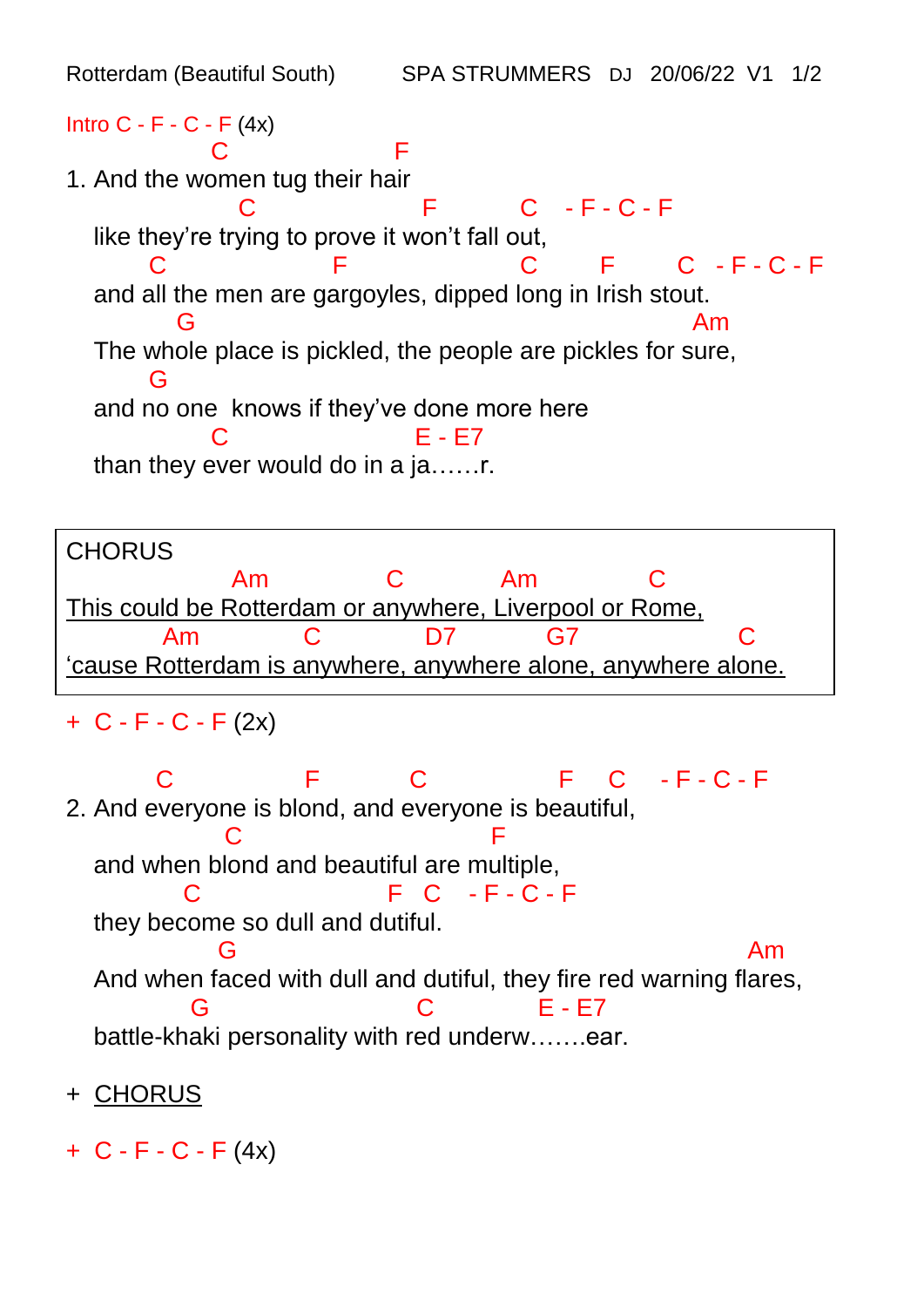Rotterdam (Beautiful South) SPA STRUMMERS DJ 20/06/22 V1

Intro C - F - C - F (4x)

```
              C                  F
1. And the women tug their hair
                C                  F         C   - F - C - F
   like they're trying to prove it won't fall out,
       C                F                 C      F      C  - F - C - F
   and all the men are gargoyles, dipped long in Irish stout.
        G                                                 Am
   The whole place is pickled, the people are pickles for sure,
     G
   and no one  knows if they've done more here
          C                  E - E7
   than they ever would do in a ja……r.
```

CHORUS

```
              Am           C          Am           C
This could be Rotterdam or anywhere, Liverpool or Rome,
      Am        C          D7         G7              C
'cause Rotterdam is anywhere, anywhere alone, anywhere alone.
```

\+ C - F - C - F (2x)

```
      C           F        C            F   C   - F - C - F
2. And everyone is blond, and everyone is beautiful,
           C                       F
   and when blond and beautiful are multiple,
         C                 F  C   - F - C - F
   they become so dull and dutiful.
           G                                                Am
   And when faced with dull and dutiful, they fire red warning flares,
          G                  C          E - E7
   battle-khaki personality with red underw…….ear.
```

\+ CHORUS

\+ C - F - C - F (4x)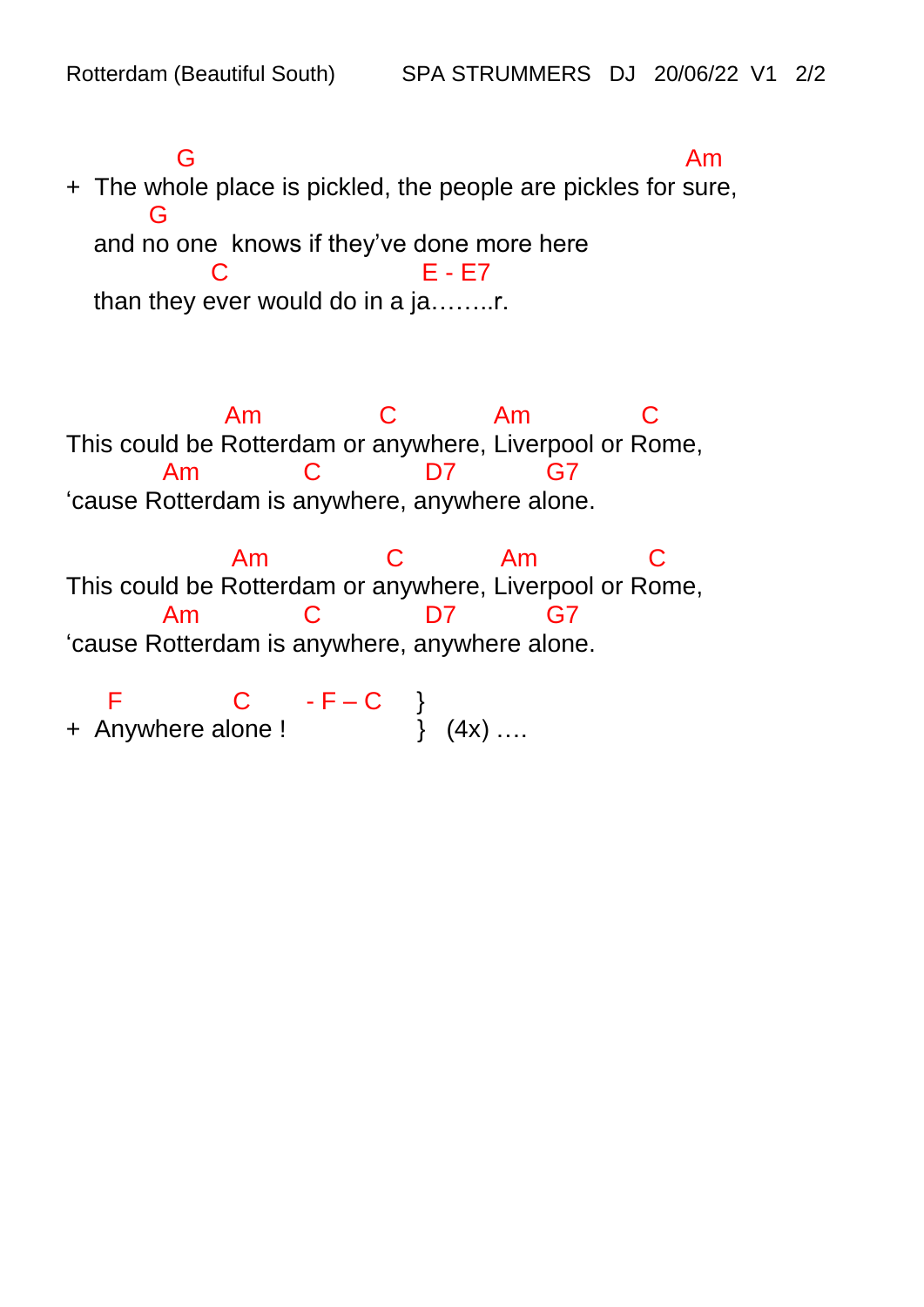```
            G                                                         Am
+  The whole place is pickled, the people are pickles for sure,
        G
   and no one  knows if they've done more here
              C                     E - E7
   than they ever would do in a ja……..r.



                 Am             C          Am            C
This could be Rotterdam or anywhere, Liverpool or Rome,
          Am            C            D7          G7
'cause Rotterdam is anywhere, anywhere alone.

                 Am             C          Am            C
This could be Rotterdam or anywhere, Liverpool or Rome,
          Am            C            D7          G7
'cause Rotterdam is anywhere, anywhere alone.

    F           C      - F – C    }
+  Anywhere alone !               }  (4x) ….
```